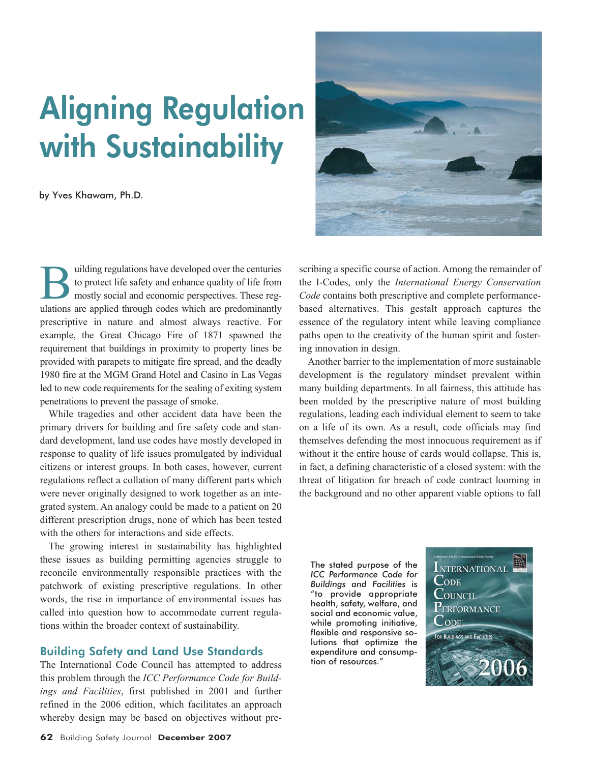# Aligning Regulation with Sustainability

by Yves Khawam, Ph.D.

Building regulations have developed over the centuries to protect life safety and enhance quality of life from mostly social and economic perspectives. These regulations are applied through codes which are predominantly prescriptive in nature and almost always reactive. For example, the Great Chicago Fire of 1871 spawned the requirement that buildings in proximity to property lines be provided with parapets to mitigate fire spread, and the deadly 1980 fire at the MGM Grand Hotel and Casino in Las Vegas led to new code requirements for the sealing of exiting system penetrations to prevent the passage of smoke.

While tragedies and other accident data have been the primary drivers for building and fire safety code and standard development, land use codes have mostly developed in response to quality of life issues promulgated by individual citizens or interest groups. In both cases, however, current regulations reflect a collation of many different parts which were never originally designed to work together as an integrated system. An analogy could be made to a patient on 20 different prescription drugs, none of which has been tested with the others for interactions and side effects.

The growing interest in sustainability has highlighted these issues as building permitting agencies struggle to reconcile environmentally responsible practices with the patchwork of existing prescriptive regulations. In other words, the rise in importance of environmental issues has called into question how to accommodate current regulations within the broader context of sustainability.

## Building Safety and Land Use Standards

The International Code Council has attempted to address this problem through the *ICC Performance Code for Buildings and Facilities*, first published in 2001 and further refined in the 2006 edition, which facilitates an approach whereby design may be based on objectives without prescribing a specific course of action. Among the remainder of the I-Codes, only the *International Energy Conservation Code* contains both prescriptive and complete performance-based alternatives. This gestalt approach captures the essence of the regulatory intent while leaving compliance paths open to the creativity of the human spirit and fostering innovation in design.

Another barrier to the implementation of more sustainable development is the regulatory mindset prevalent within many building departments. In all fairness, this attitude has been molded by the prescriptive nature of most building regulations, leading each individual element to seem to take on a life of its own. As a result, code officials may find themselves defending the most innocuous requirement as if without it the entire house of cards would collapse. This is, in fact, a defining characteristic of a closed system: with the threat of litigation for breach of code contract looming in the background and no other apparent viable options to fall

The stated purpose of the *ICC Performance Code for Buildings and Facilities* is "to provide appropriate health, safety, welfare, and social and economic value, while promoting initiative, flexible and responsive solutions that optimize the expenditure and consumption of resources."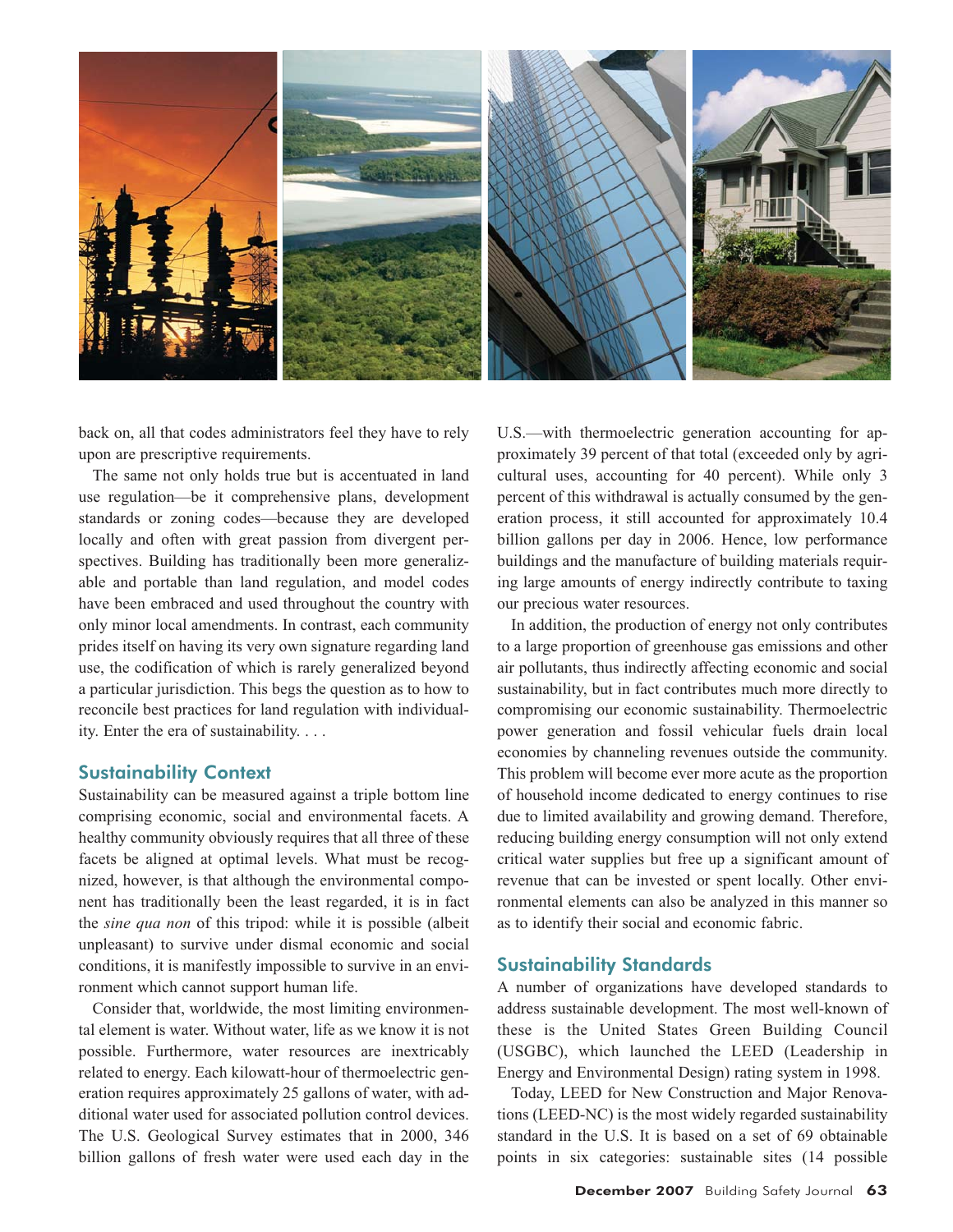back on, all that codes administrators feel they have to rely upon are prescriptive requirements.

The same not only holds true but is accentuated in land use regulation—be it comprehensive plans, development standards or zoning codes—because they are developed locally and often with great passion from divergent perspectives. Building has traditionally been more generalizable and portable than land regulation, and model codes have been embraced and used throughout the country with only minor local amendments. In contrast, each community prides itself on having its very own signature regarding land use, the codification of which is rarely generalized beyond a particular jurisdiction. This begs the question as to how to reconcile best practices for land regulation with individuality. Enter the era of sustainability. . . .

## Sustainability Context

Sustainability can be measured against a triple bottom line comprising economic, social and environmental facets. A healthy community obviously requires that all three of these facets be aligned at optimal levels. What must be recognized, however, is that although the environmental component has traditionally been the least regarded, it is in fact the *sine qua non* of this tripod: while it is possible (albeit unpleasant) to survive under dismal economic and social conditions, it is manifestly impossible to survive in an environment which cannot support human life.

Consider that, worldwide, the most limiting environmental element is water. Without water, life as we know it is not possible. Furthermore, water resources are inextricably related to energy. Each kilowatt-hour of thermoelectric generation requires approximately 25 gallons of water, with additional water used for associated pollution control devices. The U.S. Geological Survey estimates that in 2000, 346 billion gallons of fresh water were used each day in the U.S.—with thermoelectric generation accounting for approximately 39 percent of that total (exceeded only by agricultural uses, accounting for 40 percent). While only 3 percent of this withdrawal is actually consumed by the generation process, it still accounted for approximately 10.4 billion gallons per day in 2006. Hence, low performance buildings and the manufacture of building materials requiring large amounts of energy indirectly contribute to taxing our precious water resources.

In addition, the production of energy not only contributes to a large proportion of greenhouse gas emissions and other air pollutants, thus indirectly affecting economic and social sustainability, but in fact contributes much more directly to compromising our economic sustainability. Thermoelectric power generation and fossil vehicular fuels drain local economies by channeling revenues outside the community. This problem will become ever more acute as the proportion of household income dedicated to energy continues to rise due to limited availability and growing demand. Therefore, reducing building energy consumption will not only extend critical water supplies but free up a significant amount of revenue that can be invested or spent locally. Other environmental elements can also be analyzed in this manner so as to identify their social and economic fabric.

## Sustainability Standards

A number of organizations have developed standards to address sustainable development. The most well-known of these is the United States Green Building Council (USGBC), which launched the LEED (Leadership in Energy and Environmental Design) rating system in 1998.

Today, LEED for New Construction and Major Renovations (LEED-NC) is the most widely regarded sustainability standard in the U.S. It is based on a set of 69 obtainable points in six categories: sustainable sites (14 possible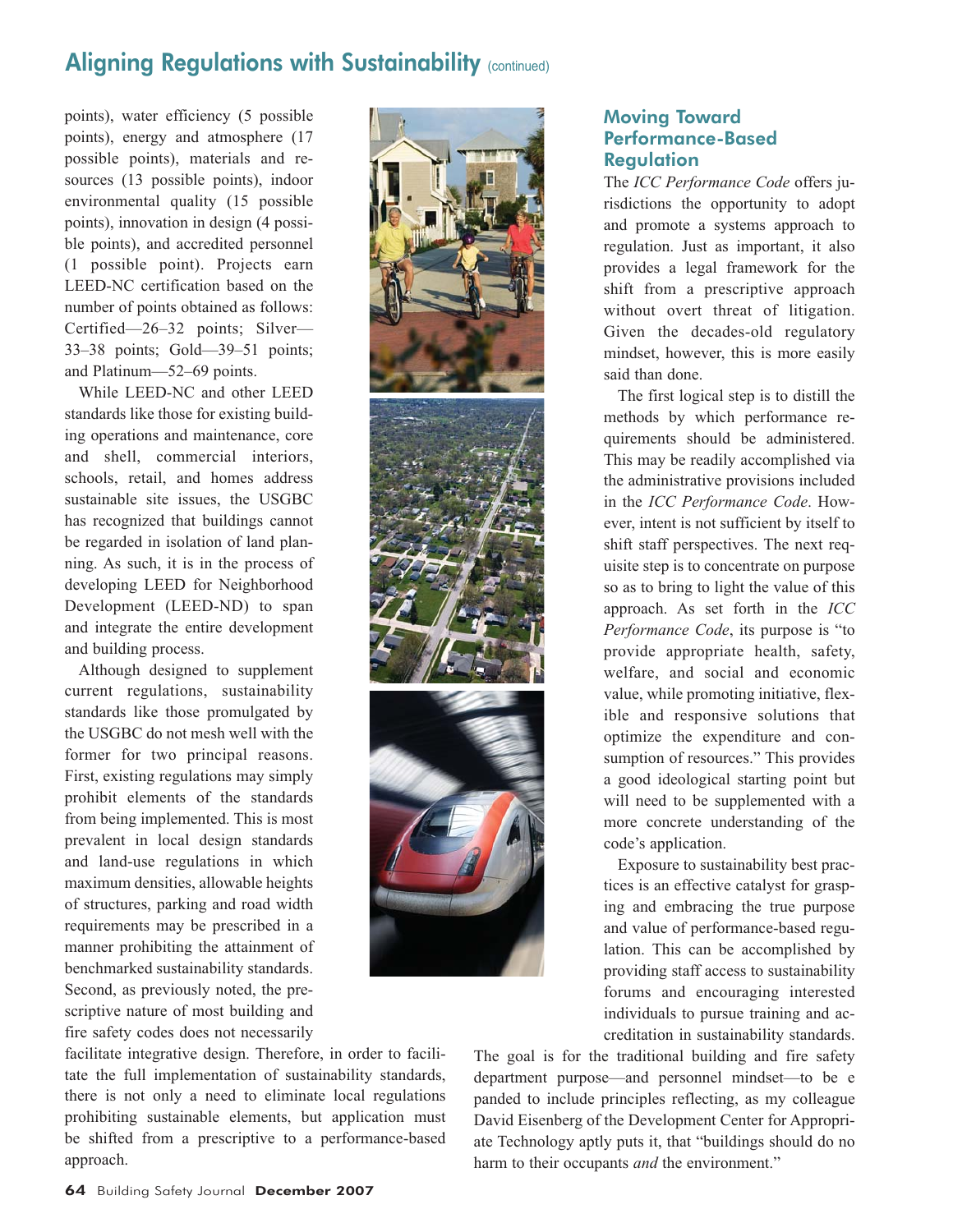points), water efficiency (5 possible points), energy and atmosphere (17 possible points), materials and resources (13 possible points), indoor environmental quality (15 possible points), innovation in design (4 possible points), and accredited personnel (1 possible point). Projects earn LEED-NC certification based on the number of points obtained as follows: Certified—26–32 points; Silver—33–38 points; Gold—39–51 points; and Platinum—52–69 points.

While LEED-NC and other LEED standards like those for existing building operations and maintenance, core and shell, commercial interiors, schools, retail, and homes address sustainable site issues, the USGBC has recognized that buildings cannot be regarded in isolation of land planning. As such, it is in the process of developing LEED for Neighborhood Development (LEED-ND) to span and integrate the entire development and building process.

Although designed to supplement current regulations, sustainability standards like those promulgated by the USGBC do not mesh well with the former for two principal reasons. First, existing regulations may simply prohibit elements of the standards from being implemented. This is most prevalent in local design standards and land-use regulations in which maximum densities, allowable heights of structures, parking and road width requirements may be prescribed in a manner prohibiting the attainment of benchmarked sustainability standards. Second, as previously noted, the prescriptive nature of most building and fire safety codes does not necessarily facilitate integrative design. Therefore, in order to facilitate the full implementation of sustainability standards, there is not only a need to eliminate local regulations prohibiting sustainable elements, but application must be shifted from a prescriptive to a performance-based approach.

## Moving Toward Performance-Based Regulation

The *ICC Performance Code* offers jurisdictions the opportunity to adopt and promote a systems approach to regulation. Just as important, it also provides a legal framework for the shift from a prescriptive approach without overt threat of litigation. Given the decades-old regulatory mindset, however, this is more easily said than done.

The first logical step is to distill the methods by which performance requirements should be administered. This may be readily accomplished via the administrative provisions included in the *ICC Performance Code*. However, intent is not sufficient by itself to shift staff perspectives. The next requisite step is to concentrate on purpose so as to bring to light the value of this approach. As set forth in the *ICC Performance Code*, its purpose is "to provide appropriate health, safety, welfare, and social and economic value, while promoting initiative, flexible and responsive solutions that optimize the expenditure and consumption of resources." This provides a good ideological starting point but will need to be supplemented with a more concrete understanding of the code's application.

Exposure to sustainability best practices is an effective catalyst for grasping and embracing the true purpose and value of performance-based regulation. This can be accomplished by providing staff access to sustainability forums and encouraging interested individuals to pursue training and accreditation in sustainability standards. The goal is for the traditional building and fire safety department purpose—and personnel mindset—to be e panded to include principles reflecting, as my colleague David Eisenberg of the Development Center for Appropriate Technology aptly puts it, that "buildings should do no harm to their occupants *and* the environment."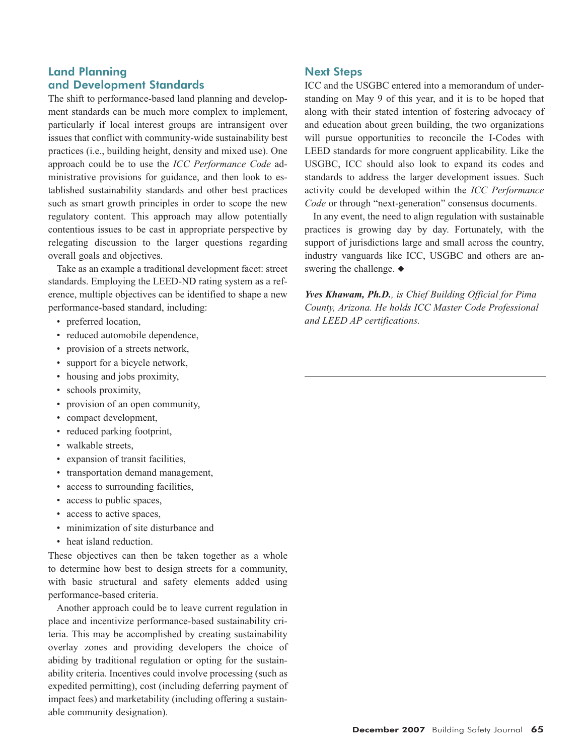## Land Planning and Development Standards

The shift to performance-based land planning and development standards can be much more complex to implement, particularly if local interest groups are intransigent over issues that conflict with community-wide sustainability best practices (i.e., building height, density and mixed use). One approach could be to use the *ICC Performance Code* administrative provisions for guidance, and then look to established sustainability standards and other best practices such as smart growth principles in order to scope the new regulatory content. This approach may allow potentially contentious issues to be cast in appropriate perspective by relegating discussion to the larger questions regarding overall goals and objectives.

Take as an example a traditional development facet: street standards. Employing the LEED-ND rating system as a reference, multiple objectives can be identified to shape a new performance-based standard, including:

- preferred location,
- reduced automobile dependence,
- provision of a streets network,
- support for a bicycle network,
- housing and jobs proximity,
- schools proximity,
- provision of an open community,
- compact development,
- reduced parking footprint,
- walkable streets,
- expansion of transit facilities,
- transportation demand management,
- access to surrounding facilities,
- access to public spaces,
- access to active spaces,
- minimization of site disturbance and
- heat island reduction.

These objectives can then be taken together as a whole to determine how best to design streets for a community, with basic structural and safety elements added using performance-based criteria.

Another approach could be to leave current regulation in place and incentivize performance-based sustainability criteria. This may be accomplished by creating sustainability overlay zones and providing developers the choice of abiding by traditional regulation or opting for the sustainability criteria. Incentives could involve processing (such as expedited permitting), cost (including deferring payment of impact fees) and marketability (including offering a sustainable community designation).

## Next Steps

ICC and the USGBC entered into a memorandum of understanding on May 9 of this year, and it is to be hoped that along with their stated intention of fostering advocacy of and education about green building, the two organizations will pursue opportunities to reconcile the I-Codes with LEED standards for more congruent applicability. Like the USGBC, ICC should also look to expand its codes and standards to address the larger development issues. Such activity could be developed within the *ICC Performance Code* or through "next-generation" consensus documents.

In any event, the need to align regulation with sustainable practices is growing day by day. Fortunately, with the support of jurisdictions large and small across the country, industry vanguards like ICC, USGBC and others are answering the challenge. ◆

***Yves Khawam, Ph.D.**, is Chief Building Official for Pima County, Arizona. He holds ICC Master Code Professional and LEED AP certifications.*